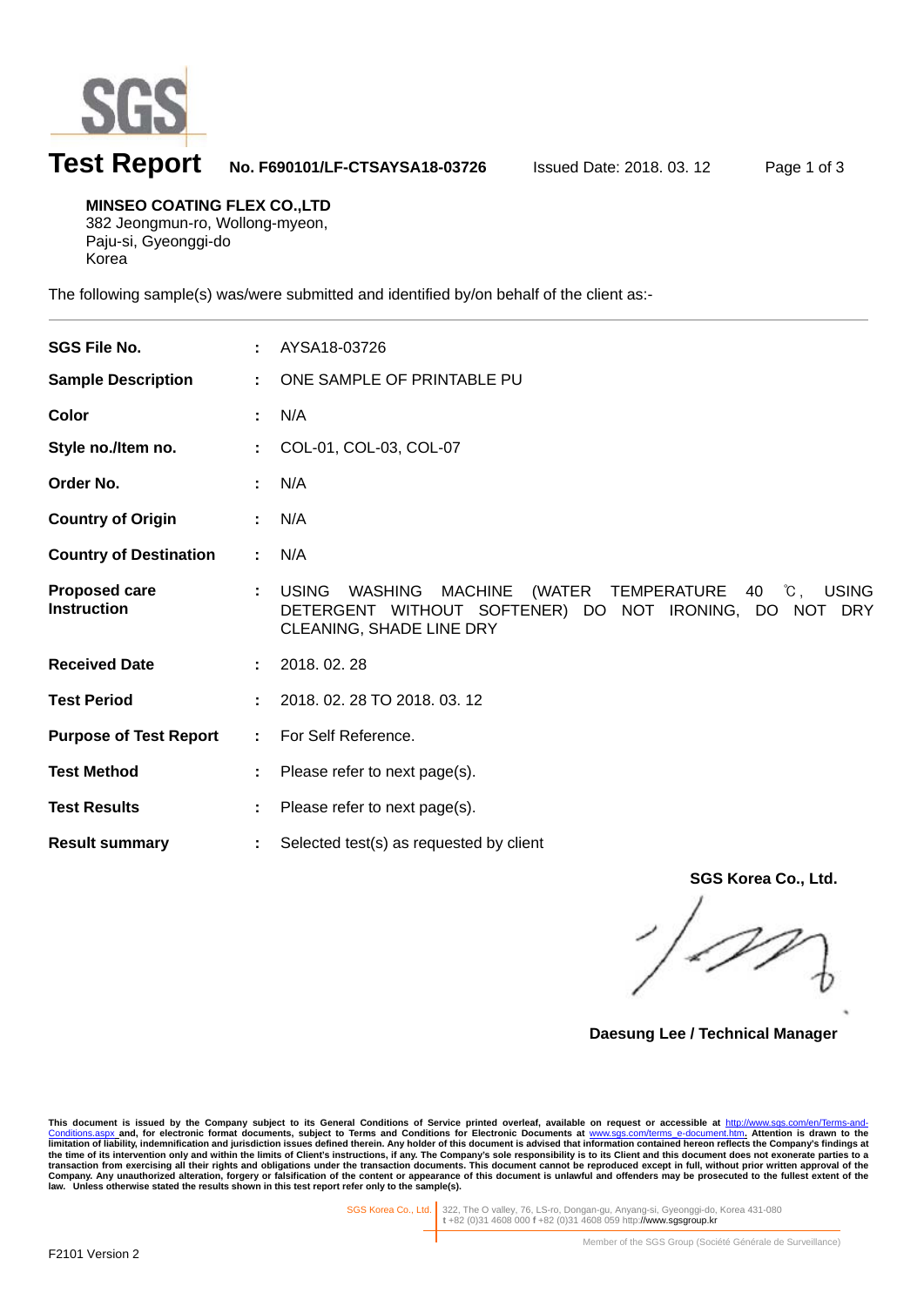# Test Report

**No. F690101/LF-CTSAYSA18-03726** Issued Date: 2018. 03. 12

**MINSEO COATING FLEX CO.,LTD**
382 Jeongmun-ro, Wollong-myeon,
Paju-si, Gyeonggi-do
Korea

The following sample(s) was/were submitted and identified by/on behalf of the client as:-

| | | |
|---|---|---|
| **SGS File No.** | : | AYSA18-03726 |
| **Sample Description** | : | ONE SAMPLE OF PRINTABLE PU |
| **Color** | : | N/A |
| **Style no./Item no.** | : | COL-01, COL-03, COL-07 |
| **Order No.** | : | N/A |
| **Country of Origin** | : | N/A |
| **Country of Destination** | : | N/A |
| **Proposed care Instruction** | : | USING WASHING MACHINE (WATER TEMPERATURE 40 ℃, USING DETERGENT WITHOUT SOFTENER) DO NOT IRONING, DO NOT DRY CLEANING, SHADE LINE DRY |
| **Received Date** | : | 2018. 02. 28 |
| **Test Period** | : | 2018. 02. 28 TO 2018. 03. 12 |
| **Purpose of Test Report** | : | For Self Reference. |
| **Test Method** | : | Please refer to next page(s). |
| **Test Results** | : | Please refer to next page(s). |
| **Result summary** | : | Selected test(s) as requested by client |

**SGS Korea Co., Ltd.**

**Daesung Lee / Technical Manager**

**This document is issued by the Company subject to its General Conditions of Service printed overleaf, available on request or accessible at http://www.sgs.com/en/Terms-and-Conditions.aspx and, for electronic format documents, subject to Terms and Conditions for Electronic Documents at www.sgs.com/terms_e-document.htm. Attention is drawn to the limitation of liability, indemnification and jurisdiction issues defined therein. Any holder of this document is advised that information contained hereon reflects the Company's findings at the time of its intervention only and within the limits of Client's instructions, if any. The Company's sole responsibility is to its Client and this document does not exonerate parties to a transaction from exercising all their rights and obligations under the transaction documents. This document cannot be reproduced except in full, without prior written approval of the Company. Any unauthorized alteration, forgery or falsification of the content or appearance of this document is unlawful and offenders may be prosecuted to the fullest extent of the law. Unless otherwise stated the results shown in this test report refer only to the sample(s).**

SGS Korea Co., Ltd. | 322, The O valley, 76, LS-ro, Dongan-gu, Anyang-si, Gyeonggi-do, Korea 431-080
t +82 (0)31 4608 000 f +82 (0)31 4608 059 http://www.sgsgroup.kr

Member of the SGS Group (Société Générale de Surveillance)

F2101 Version 2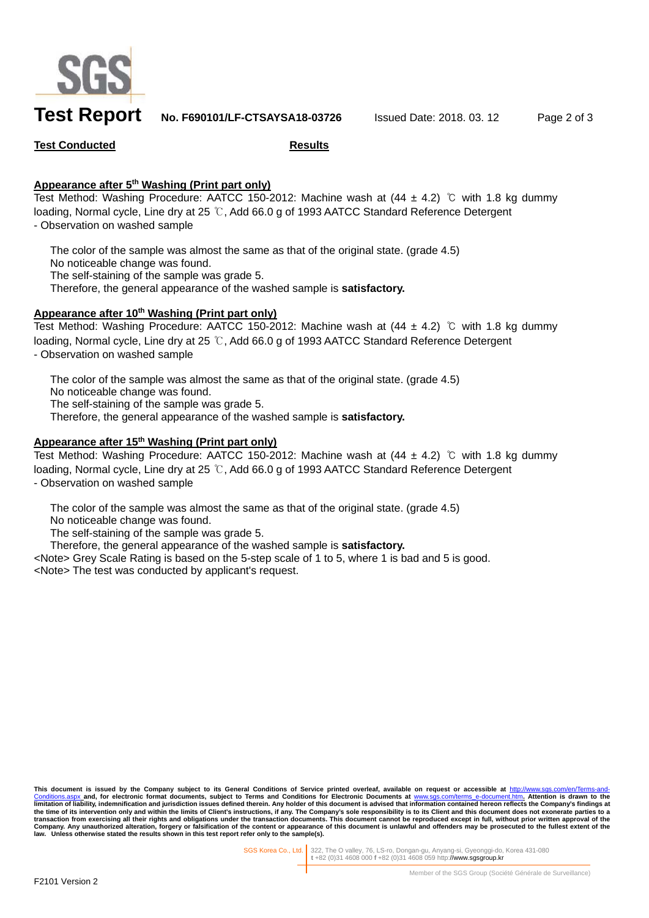**Test Report** **No. F690101/LF-CTSAYSA18-03726** Issued Date: 2018. 03. 12

**Test Conducted** **Results**

**Appearance after 5th Washing (Print part only)**

Test Method: Washing Procedure: AATCC 150-2012: Machine wash at (44 ± 4.2) ℃ with 1.8 kg dummy loading, Normal cycle, Line dry at 25 ℃, Add 66.0 g of 1993 AATCC Standard Reference Detergent

- Observation on washed sample

The color of the sample was almost the same as that of the original state. (grade 4.5)
No noticeable change was found.
The self-staining of the sample was grade 5.
Therefore, the general appearance of the washed sample is **satisfactory.**

**Appearance after 10th Washing (Print part only)**

Test Method: Washing Procedure: AATCC 150-2012: Machine wash at (44 ± 4.2) ℃ with 1.8 kg dummy loading, Normal cycle, Line dry at 25 ℃, Add 66.0 g of 1993 AATCC Standard Reference Detergent

- Observation on washed sample

The color of the sample was almost the same as that of the original state. (grade 4.5)
No noticeable change was found.
The self-staining of the sample was grade 5.
Therefore, the general appearance of the washed sample is **satisfactory.**

**Appearance after 15th Washing (Print part only)**

Test Method: Washing Procedure: AATCC 150-2012: Machine wash at (44 ± 4.2) ℃ with 1.8 kg dummy loading, Normal cycle, Line dry at 25 ℃, Add 66.0 g of 1993 AATCC Standard Reference Detergent

- Observation on washed sample

The color of the sample was almost the same as that of the original state. (grade 4.5)
No noticeable change was found.
The self-staining of the sample was grade 5.
Therefore, the general appearance of the washed sample is **satisfactory.**

<Note> Grey Scale Rating is based on the 5-step scale of 1 to 5, where 1 is bad and 5 is good.
<Note> The test was conducted by applicant's request.

**This document is issued by the Company subject to its General Conditions of Service printed overleaf, available on request or accessible at http://www.sgs.com/en/Terms-and-Conditions.aspx and, for electronic format documents, subject to Terms and Conditions for Electronic Documents at www.sgs.com/terms_e-document.htm. Attention is drawn to the limitation of liability, indemnification and jurisdiction issues defined therein. Any holder of this document is advised that information contained hereon reflects the Company's findings at the time of its intervention only and within the limits of Client's instructions, if any. The Company's sole responsibility is to its Client and this document does not exonerate parties to a transaction from exercising all their rights and obligations under the transaction documents. This document cannot be reproduced except in full, without prior written approval of the Company. Any unauthorized alteration, forgery or falsification of the content or appearance of this document is unlawful and offenders may be prosecuted to the fullest extent of the law. Unless otherwise stated the results shown in this test report refer only to the sample(s).**

SGS Korea Co., Ltd. | 322, The O valley, 76, LS-ro, Dongan-gu, Anyang-si, Gyeonggi-do, Korea 431-080
t +82 (0)31 4608 000 f +82 (0)31 4608 059 http://www.sgsgroup.kr

Member of the SGS Group (Société Générale de Surveillance)

F2101 Version 2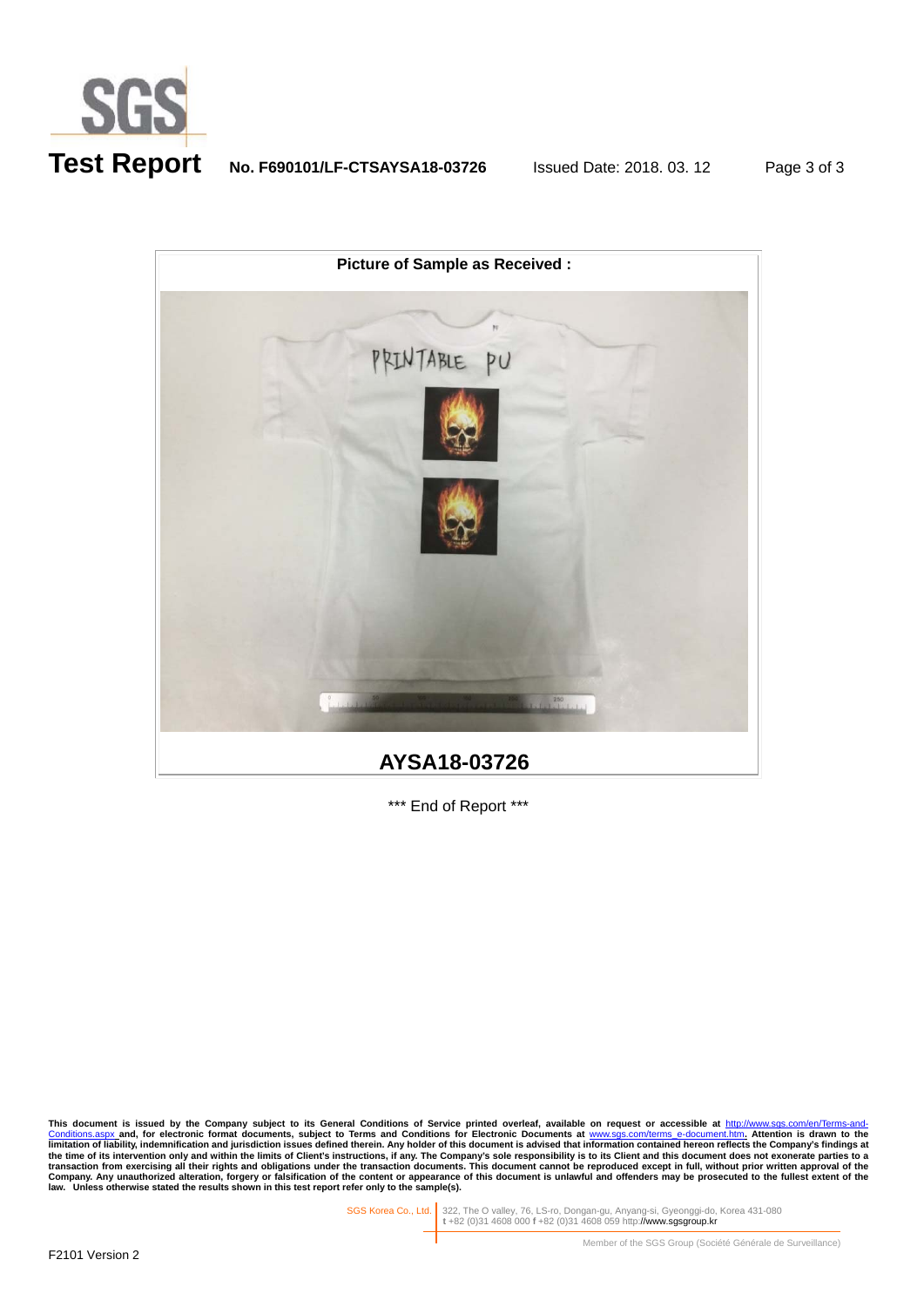# Test Report

**No. F690101/LF-CTSAYSA18-03726** Issued Date: 2018. 03. 12

**Picture of Sample as Received :**

**AYSA18-03726**

\*** End of Report \***

**This document is issued by the Company subject to its General Conditions of Service printed overleaf, available on request or accessible at http://www.sgs.com/en/Terms-and-Conditions.aspx and, for electronic format documents, subject to Terms and Conditions for Electronic Documents at www.sgs.com/terms_e-document.htm. Attention is drawn to the limitation of liability, indemnification and jurisdiction issues defined therein. Any holder of this document is advised that information contained hereon reflects the Company's findings at the time of its intervention only and within the limits of Client's instructions, if any. The Company's sole responsibility is to its Client and this document does not exonerate parties to a transaction from exercising all their rights and obligations under the transaction documents. This document cannot be reproduced except in full, without prior written approval of the Company. Any unauthorized alteration, forgery or falsification of the content or appearance of this document is unlawful and offenders may be prosecuted to the fullest extent of the law. Unless otherwise stated the results shown in this test report refer only to the sample(s).**

SGS Korea Co., Ltd. | 322, The O valley, 76, LS-ro, Dongan-gu, Anyang-si, Gyeonggi-do, Korea 431-080
t +82 (0)31 4608 000 f +82 (0)31 4608 059 http://www.sgsgroup.kr

Member of the SGS Group (Société Générale de Surveillance)

F2101 Version 2